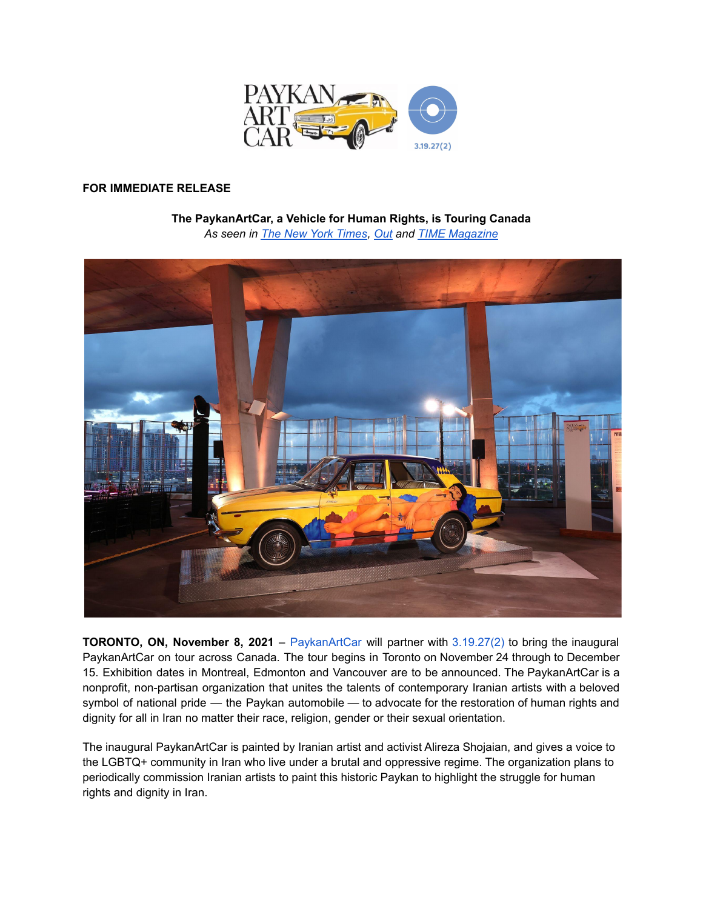**FOR IMMEDIATE RELEASE**

**The PaykanArtCar, a Vehicle for Human Rights, is Touring Canada**

*As seen in The New York Times, Out and TIME Magazine*

**TORONTO, ON, November 8, 2021** – PaykanArtCar will partner with 3.19.27(2) to bring the inaugural PaykanArtCar on tour across Canada. The tour begins in Toronto on November 24 through to December 15. Exhibition dates in Montreal, Edmonton and Vancouver are to be announced. The PaykanArtCar is a nonprofit, non-partisan organization that unites the talents of contemporary Iranian artists with a beloved symbol of national pride — the Paykan automobile — to advocate for the restoration of human rights and dignity for all in Iran no matter their race, religion, gender or their sexual orientation.

The inaugural PaykanArtCar is painted by Iranian artist and activist Alireza Shojaian, and gives a voice to the LGBTQ+ community in Iran who live under a brutal and oppressive regime. The organization plans to periodically commission Iranian artists to paint this historic Paykan to highlight the struggle for human rights and dignity in Iran.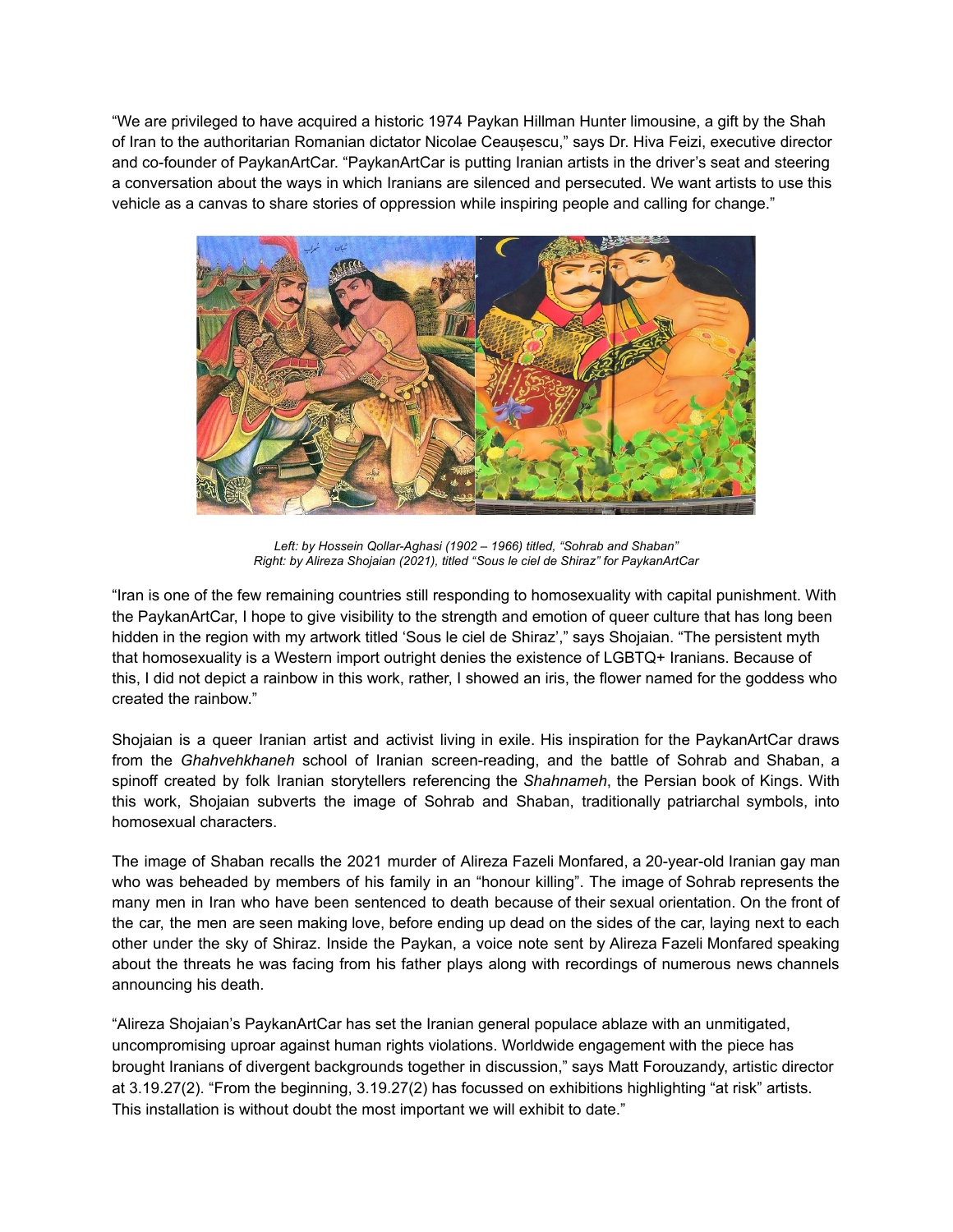"We are privileged to have acquired a historic 1974 Paykan Hillman Hunter limousine, a gift by the Shah of Iran to the authoritarian Romanian dictator Nicolae Ceaușescu," says Dr. Hiva Feizi, executive director and co-founder of PaykanArtCar. "PaykanArtCar is putting Iranian artists in the driver's seat and steering a conversation about the ways in which Iranians are silenced and persecuted. We want artists to use this vehicle as a canvas to share stories of oppression while inspiring people and calling for change."

*Left: by Hossein Qollar-Aghasi (1902 – 1966) titled, "Sohrab and Shaban"*
*Right: by Alireza Shojaian (2021), titled "Sous le ciel de Shiraz" for PaykanArtCar*

"Iran is one of the few remaining countries still responding to homosexuality with capital punishment. With the PaykanArtCar, I hope to give visibility to the strength and emotion of queer culture that has long been hidden in the region with my artwork titled 'Sous le ciel de Shiraz'," says Shojaian. "The persistent myth that homosexuality is a Western import outright denies the existence of LGBTQ+ Iranians. Because of this, I did not depict a rainbow in this work, rather, I showed an iris, the flower named for the goddess who created the rainbow."

Shojaian is a queer Iranian artist and activist living in exile. His inspiration for the PaykanArtCar draws from the *Ghahvehkhaneh* school of Iranian screen-reading, and the battle of Sohrab and Shaban, a spinoff created by folk Iranian storytellers referencing the *Shahnameh*, the Persian book of Kings. With this work, Shojaian subverts the image of Sohrab and Shaban, traditionally patriarchal symbols, into homosexual characters.

The image of Shaban recalls the 2021 murder of Alireza Fazeli Monfared, a 20-year-old Iranian gay man who was beheaded by members of his family in an "honour killing". The image of Sohrab represents the many men in Iran who have been sentenced to death because of their sexual orientation. On the front of the car, the men are seen making love, before ending up dead on the sides of the car, laying next to each other under the sky of Shiraz. Inside the Paykan, a voice note sent by Alireza Fazeli Monfared speaking about the threats he was facing from his father plays along with recordings of numerous news channels announcing his death.

"Alireza Shojaian's PaykanArtCar has set the Iranian general populace ablaze with an unmitigated, uncompromising uproar against human rights violations. Worldwide engagement with the piece has brought Iranians of divergent backgrounds together in discussion," says Matt Forouzandy, artistic director at 3.19.27(2). "From the beginning, 3.19.27(2) has focussed on exhibitions highlighting "at risk" artists. This installation is without doubt the most important we will exhibit to date."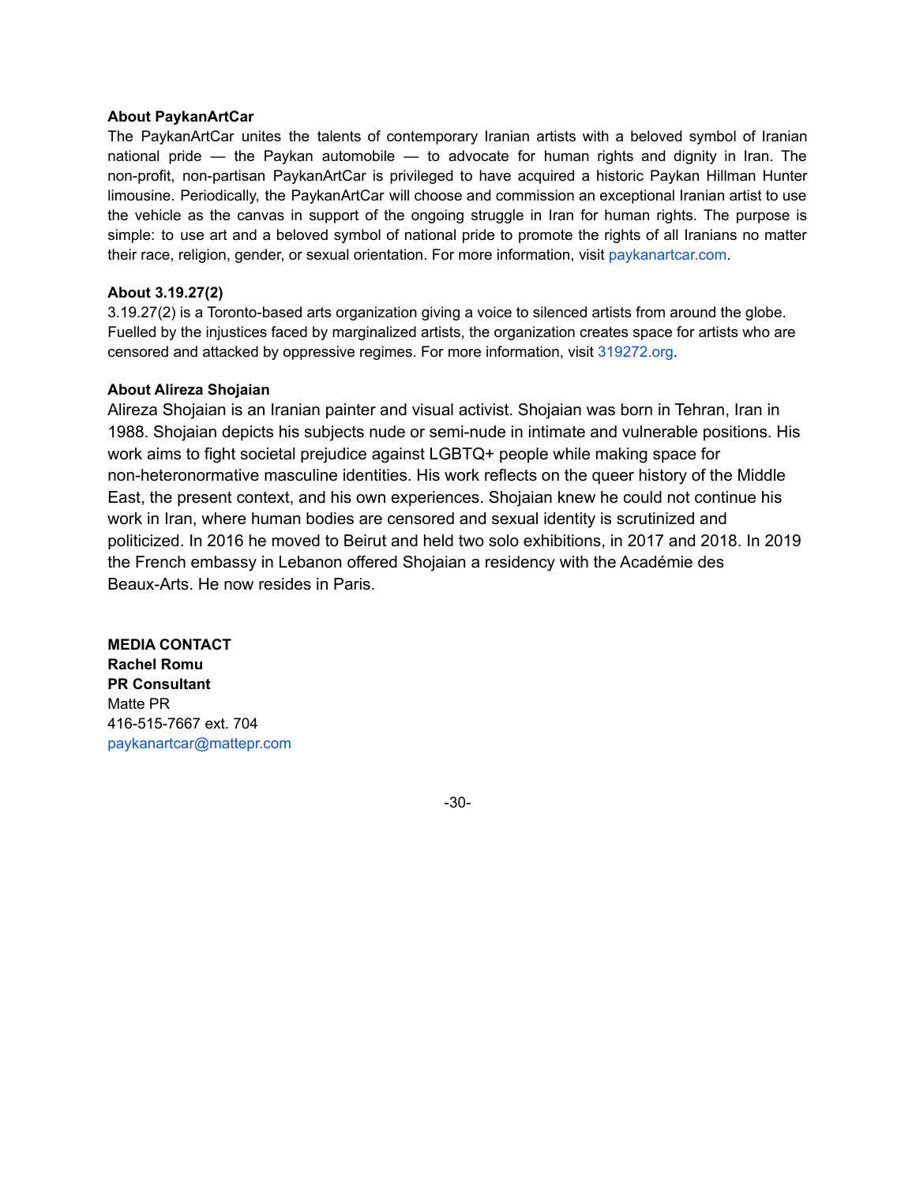**About PaykanArtCar**

The PaykanArtCar unites the talents of contemporary Iranian artists with a beloved symbol of Iranian national pride — the Paykan automobile — to advocate for human rights and dignity in Iran. The non-profit, non-partisan PaykanArtCar is privileged to have acquired a historic Paykan Hillman Hunter limousine. Periodically, the PaykanArtCar will choose and commission an exceptional Iranian artist to use the vehicle as the canvas in support of the ongoing struggle in Iran for human rights. The purpose is simple: to use art and a beloved symbol of national pride to promote the rights of all Iranians no matter their race, religion, gender, or sexual orientation. For more information, visit paykanartcar.com.

**About 3.19.27(2)**

3.19.27(2) is a Toronto-based arts organization giving a voice to silenced artists from around the globe. Fuelled by the injustices faced by marginalized artists, the organization creates space for artists who are censored and attacked by oppressive regimes. For more information, visit 319272.org.

**About Alireza Shojaian**

Alireza Shojaian is an Iranian painter and visual activist. Shojaian was born in Tehran, Iran in 1988. Shojaian depicts his subjects nude or semi-nude in intimate and vulnerable positions. His work aims to fight societal prejudice against LGBTQ+ people while making space for non-heteronormative masculine identities. His work reflects on the queer history of the Middle East, the present context, and his own experiences. Shojaian knew he could not continue his work in Iran, where human bodies are censored and sexual identity is scrutinized and politicized. In 2016 he moved to Beirut and held two solo exhibitions, in 2017 and 2018. In 2019 the French embassy in Lebanon offered Shojaian a residency with the Académie des Beaux-Arts. He now resides in Paris.

**MEDIA CONTACT**
**Rachel Romu**
**PR Consultant**
Matte PR
416-515-7667 ext. 704
paykanartcar@mattepr.com

-30-